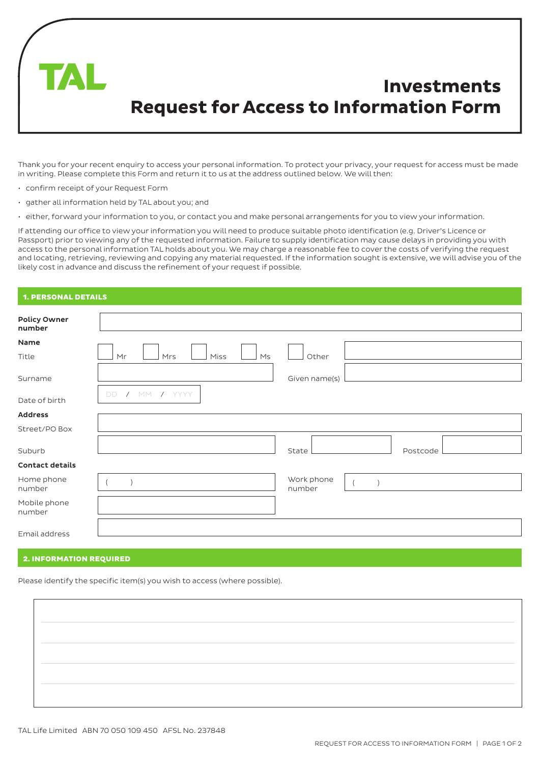TAL

# Investments
# Request for Access to Information Form

Thank you for your recent enquiry to access your personal information. To protect your privacy, your request for access must be made in writing. Please complete this Form and return it to us at the address outlined below. We will then:

- confirm receipt of your Request Form
- gather all information held by TAL about you; and
- either, forward your information to you, or contact you and make personal arrangements for you to view your information.

If attending our office to view your information you will need to produce suitable photo identification (e.g. Driver's Licence or Passport) prior to viewing any of the requested information. Failure to supply identification may cause delays in providing you with access to the personal information TAL holds about you. We may charge a reasonable fee to cover the costs of verifying the request and locating, retrieving, reviewing and copying any material requested. If the information sought is extensive, we will advise you of the likely cost in advance and discuss the refinement of your request if possible.

## 1. PERSONAL DETAILS

**Policy Owner number** ______________________

**Name**

Title ☐ Mr ☐ Mrs ☐ Miss ☐ Ms ☐ Other ______________

Surname ______________ Given name(s) ______________

Date of birth DD / MM / YYYY

**Address**

Street/PO Box ______________________

Suburb ______________ State ________ Postcode ________

**Contact details**

Home phone number (    ) ______________ Work phone number (    ) ______________

Mobile phone number ______________

Email address ______________________

## 2. INFORMATION REQUIRED

Please identify the specific item(s) you wish to access (where possible).

TAL Life Limited ABN 70 050 109 450 AFSL No. 237848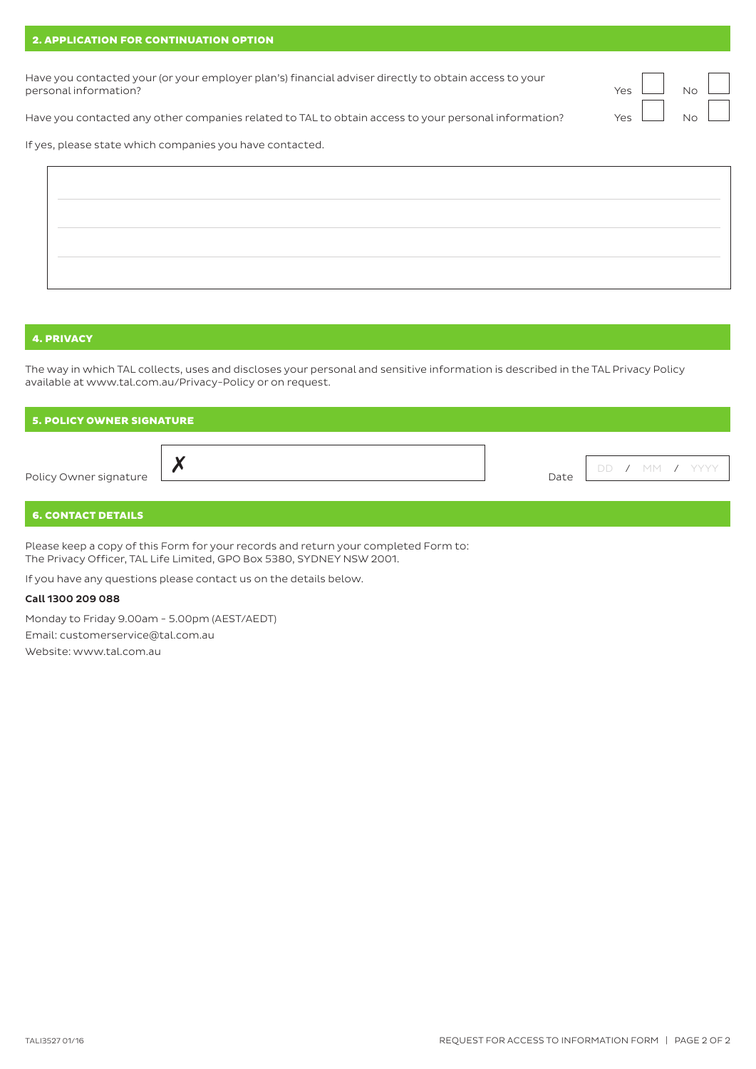## 2. APPLICATION FOR CONTINUATION OPTION

Have you contacted your (or your employer plan's) financial adviser directly to obtain access to your personal information? Yes ☐ No ☐

Have you contacted any other companies related to TAL to obtain access to your personal information? Yes ☐ No ☐

If yes, please state which companies you have contacted.

## 4. PRIVACY

The way in which TAL collects, uses and discloses your personal and sensitive information is described in the TAL Privacy Policy available at www.tal.com.au/Privacy-Policy or on request.

## 5. POLICY OWNER SIGNATURE

Policy Owner signature ✗

Date DD / MM / YYYY

## 6. CONTACT DETAILS

Please keep a copy of this Form for your records and return your completed Form to:
The Privacy Officer, TAL Life Limited, GPO Box 5380, SYDNEY NSW 2001.

If you have any questions please contact us on the details below.

**Call 1300 209 088**

Monday to Friday 9.00am - 5.00pm (AEST/AEDT)
Email: customerservice@tal.com.au
Website: www.tal.com.au

TALI3527 01/16